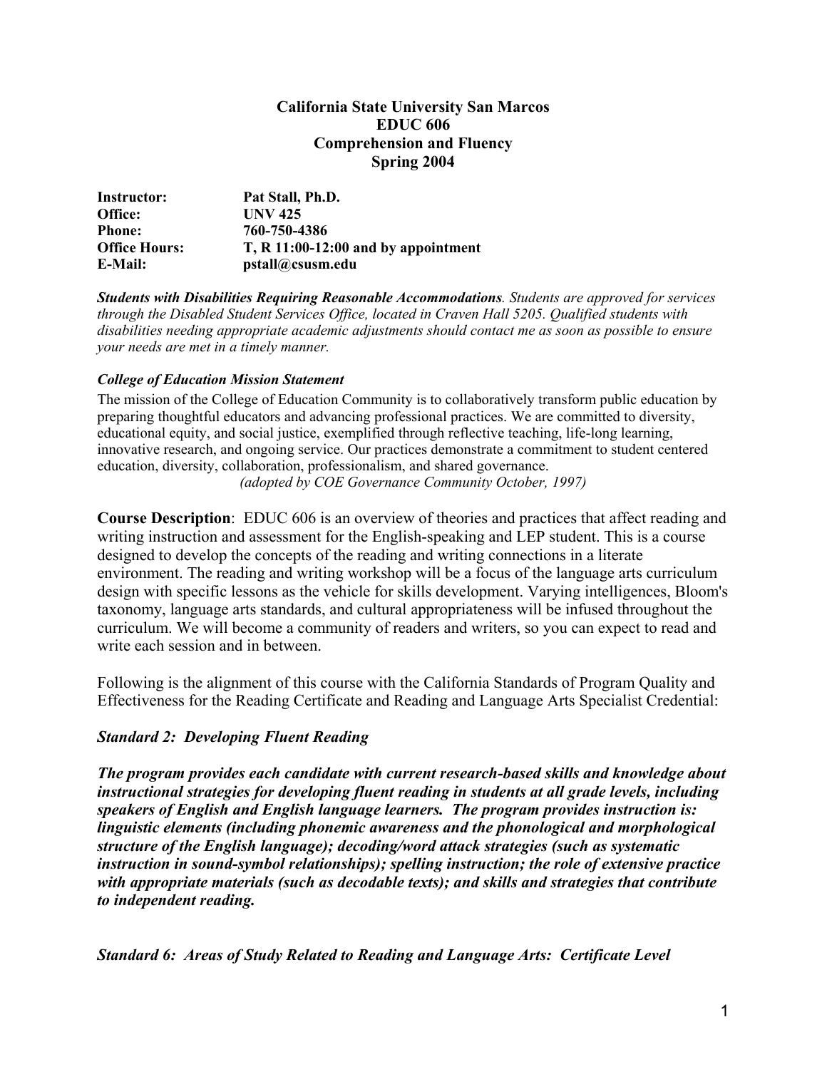**California State University San Marcos**
**EDUC 606**
**Comprehension and Fluency**
**Spring 2004**

| | |
|---|---|
| **Instructor:** | **Pat Stall, Ph.D.** |
| **Office:** | **UNV 425** |
| **Phone:** | **760-750-4386** |
| **Office Hours:** | **T, R 11:00-12:00 and by appointment** |
| **E-Mail:** | **pstall@csusm.edu** |

***Students with Disabilities Requiring Reasonable Accommodations****. Students are approved for services through the Disabled Student Services Office, located in Craven Hall 5205. Qualified students with disabilities needing appropriate academic adjustments should contact me as soon as possible to ensure your needs are met in a timely manner.*

***College of Education Mission Statement***

The mission of the College of Education Community is to collaboratively transform public education by preparing thoughtful educators and advancing professional practices. We are committed to diversity, educational equity, and social justice, exemplified through reflective teaching, life-long learning, innovative research, and ongoing service. Our practices demonstrate a commitment to student centered education, diversity, collaboration, professionalism, and shared governance.
*(adopted by COE Governance Community October, 1997)*

**Course Description**: EDUC 606 is an overview of theories and practices that affect reading and writing instruction and assessment for the English-speaking and LEP student. This is a course designed to develop the concepts of the reading and writing connections in a literate environment. The reading and writing workshop will be a focus of the language arts curriculum design with specific lessons as the vehicle for skills development. Varying intelligences, Bloom's taxonomy, language arts standards, and cultural appropriateness will be infused throughout the curriculum. We will become a community of readers and writers, so you can expect to read and write each session and in between.

Following is the alignment of this course with the California Standards of Program Quality and Effectiveness for the Reading Certificate and Reading and Language Arts Specialist Credential:

***Standard 2: Developing Fluent Reading***

***The program provides each candidate with current research-based skills and knowledge about instructional strategies for developing fluent reading in students at all grade levels, including speakers of English and English language learners. The program provides instruction is: linguistic elements (including phonemic awareness and the phonological and morphological structure of the English language); decoding/word attack strategies (such as systematic instruction in sound-symbol relationships); spelling instruction; the role of extensive practice with appropriate materials (such as decodable texts); and skills and strategies that contribute to independent reading.***

***Standard 6: Areas of Study Related to Reading and Language Arts: Certificate Level***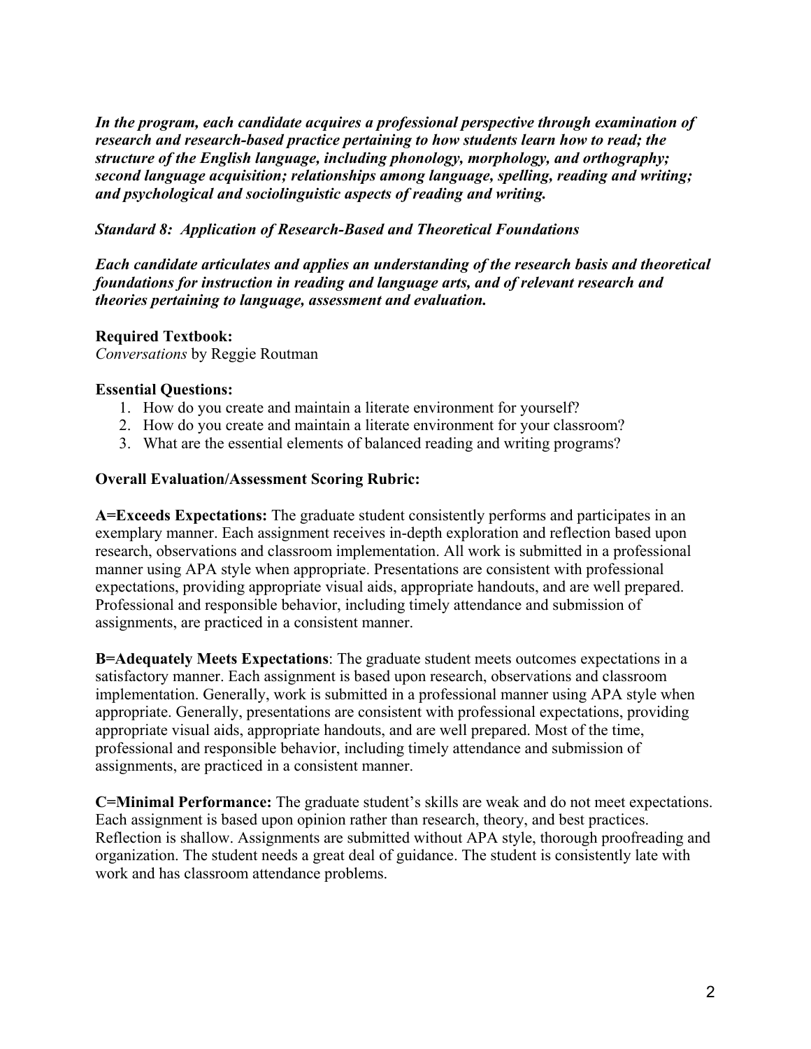***In the program, each candidate acquires a professional perspective through examination of research and research-based practice pertaining to how students learn how to read; the structure of the English language, including phonology, morphology, and orthography; second language acquisition; relationships among language, spelling, reading and writing; and psychological and sociolinguistic aspects of reading and writing.***

***Standard 8: Application of Research-Based and Theoretical Foundations***

***Each candidate articulates and applies an understanding of the research basis and theoretical foundations for instruction in reading and language arts, and of relevant research and theories pertaining to language, assessment and evaluation.***

**Required Textbook:**
*Conversations* by Reggie Routman

**Essential Questions:**

1. How do you create and maintain a literate environment for yourself?
2. How do you create and maintain a literate environment for your classroom?
3. What are the essential elements of balanced reading and writing programs?

**Overall Evaluation/Assessment Scoring Rubric:**

**A=Exceeds Expectations:** The graduate student consistently performs and participates in an exemplary manner. Each assignment receives in-depth exploration and reflection based upon research, observations and classroom implementation. All work is submitted in a professional manner using APA style when appropriate. Presentations are consistent with professional expectations, providing appropriate visual aids, appropriate handouts, and are well prepared. Professional and responsible behavior, including timely attendance and submission of assignments, are practiced in a consistent manner.

**B=Adequately Meets Expectations**: The graduate student meets outcomes expectations in a satisfactory manner. Each assignment is based upon research, observations and classroom implementation. Generally, work is submitted in a professional manner using APA style when appropriate. Generally, presentations are consistent with professional expectations, providing appropriate visual aids, appropriate handouts, and are well prepared. Most of the time, professional and responsible behavior, including timely attendance and submission of assignments, are practiced in a consistent manner.

**C=Minimal Performance:** The graduate student's skills are weak and do not meet expectations. Each assignment is based upon opinion rather than research, theory, and best practices. Reflection is shallow. Assignments are submitted without APA style, thorough proofreading and organization. The student needs a great deal of guidance. The student is consistently late with work and has classroom attendance problems.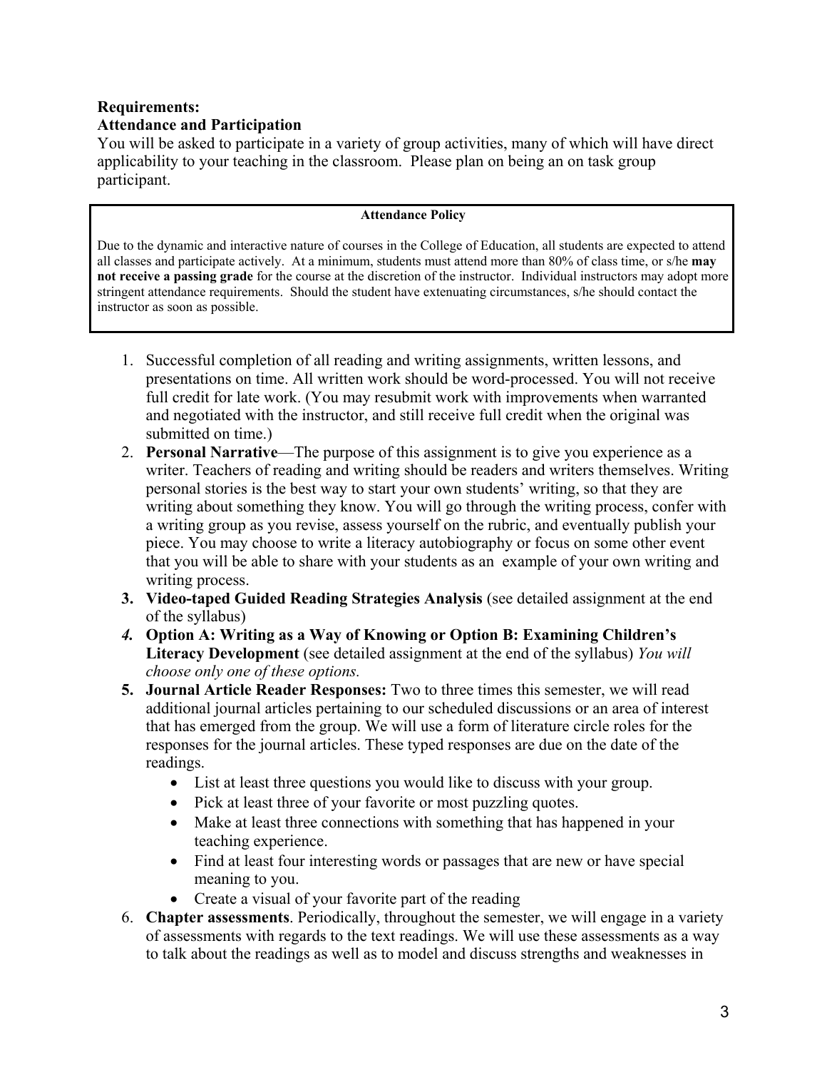**Requirements:**

**Attendance and Participation**

You will be asked to participate in a variety of group activities, many of which will have direct applicability to your teaching in the classroom. Please plan on being an on task group participant.

> **Attendance Policy**
>
> Due to the dynamic and interactive nature of courses in the College of Education, all students are expected to attend all classes and participate actively. At a minimum, students must attend more than 80% of class time, or s/he **may not receive a passing grade** for the course at the discretion of the instructor. Individual instructors may adopt more stringent attendance requirements. Should the student have extenuating circumstances, s/he should contact the instructor as soon as possible.

1. Successful completion of all reading and writing assignments, written lessons, and presentations on time. All written work should be word-processed. You will not receive full credit for late work. (You may resubmit work with improvements when warranted and negotiated with the instructor, and still receive full credit when the original was submitted on time.)
2. **Personal Narrative**—The purpose of this assignment is to give you experience as a writer. Teachers of reading and writing should be readers and writers themselves. Writing personal stories is the best way to start your own students' writing, so that they are writing about something they know. You will go through the writing process, confer with a writing group as you revise, assess yourself on the rubric, and eventually publish your piece. You may choose to write a literacy autobiography or focus on some other event that you will be able to share with your students as an example of your own writing and writing process.
3. **Video-taped Guided Reading Strategies Analysis** (see detailed assignment at the end of the syllabus)
4. **Option A: Writing as a Way of Knowing or Option B: Examining Children's Literacy Development** (see detailed assignment at the end of the syllabus) *You will choose only one of these options.*
5. **Journal Article Reader Responses:** Two to three times this semester, we will read additional journal articles pertaining to our scheduled discussions or an area of interest that has emerged from the group. We will use a form of literature circle roles for the responses for the journal articles. These typed responses are due on the date of the readings.
   - List at least three questions you would like to discuss with your group.
   - Pick at least three of your favorite or most puzzling quotes.
   - Make at least three connections with something that has happened in your teaching experience.
   - Find at least four interesting words or passages that are new or have special meaning to you.
   - Create a visual of your favorite part of the reading
6. **Chapter assessments**. Periodically, throughout the semester, we will engage in a variety of assessments with regards to the text readings. We will use these assessments as a way to talk about the readings as well as to model and discuss strengths and weaknesses in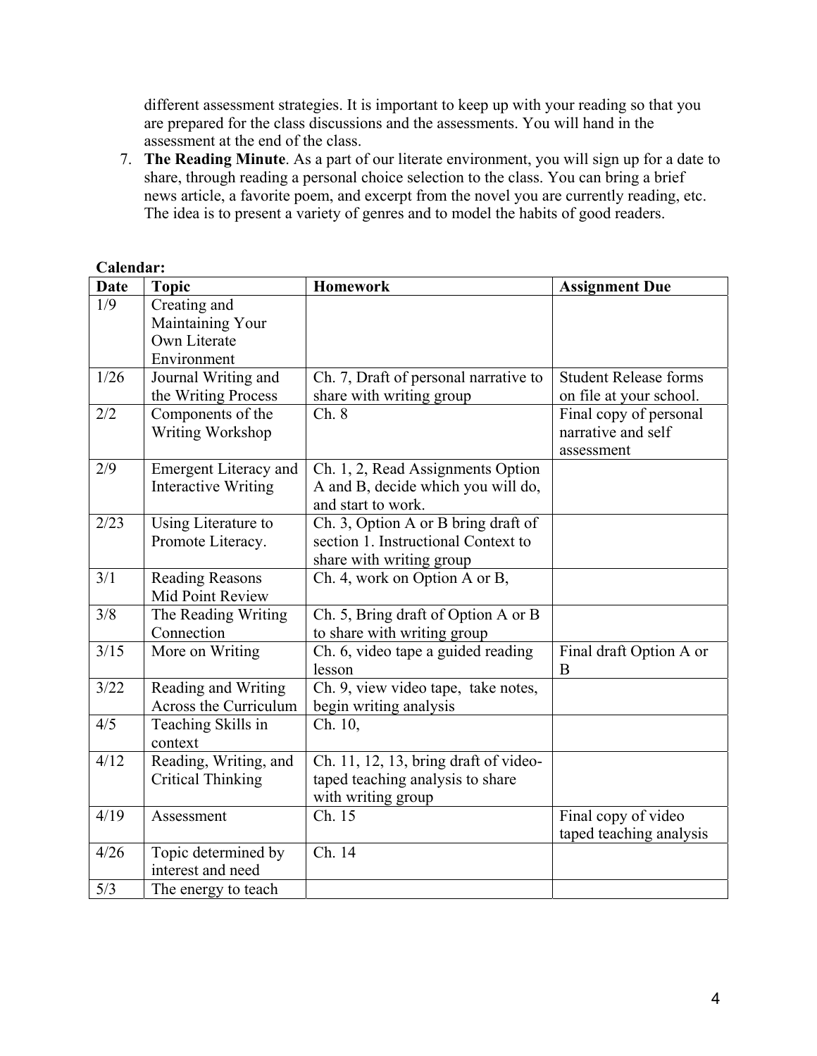different assessment strategies. It is important to keep up with your reading so that you are prepared for the class discussions and the assessments. You will hand in the assessment at the end of the class.

7. **The Reading Minute**. As a part of our literate environment, you will sign up for a date to share, through reading a personal choice selection to the class. You can bring a brief news article, a favorite poem, and excerpt from the novel you are currently reading, etc. The idea is to present a variety of genres and to model the habits of good readers.

**Calendar:**

| Date | Topic | Homework | Assignment Due |
|---|---|---|---|
| 1/9 | Creating and Maintaining Your Own Literate Environment | | |
| 1/26 | Journal Writing and the Writing Process | Ch. 7, Draft of personal narrative to share with writing group | Student Release forms on file at your school. |
| 2/2 | Components of the Writing Workshop | Ch. 8 | Final copy of personal narrative and self assessment |
| 2/9 | Emergent Literacy and Interactive Writing | Ch. 1, 2, Read Assignments Option A and B, decide which you will do, and start to work. | |
| 2/23 | Using Literature to Promote Literacy. | Ch. 3, Option A or B bring draft of section 1. Instructional Context to share with writing group | |
| 3/1 | Reading Reasons Mid Point Review | Ch. 4, work on Option A or B, | |
| 3/8 | The Reading Writing Connection | Ch. 5, Bring draft of Option A or B to share with writing group | |
| 3/15 | More on Writing | Ch. 6, video tape a guided reading lesson | Final draft Option A or B |
| 3/22 | Reading and Writing Across the Curriculum | Ch. 9, view video tape, take notes, begin writing analysis | |
| 4/5 | Teaching Skills in context | Ch. 10, | |
| 4/12 | Reading, Writing, and Critical Thinking | Ch. 11, 12, 13, bring draft of video-taped teaching analysis to share with writing group | |
| 4/19 | Assessment | Ch. 15 | Final copy of video taped teaching analysis |
| 4/26 | Topic determined by interest and need | Ch. 14 | |
| 5/3 | The energy to teach | | |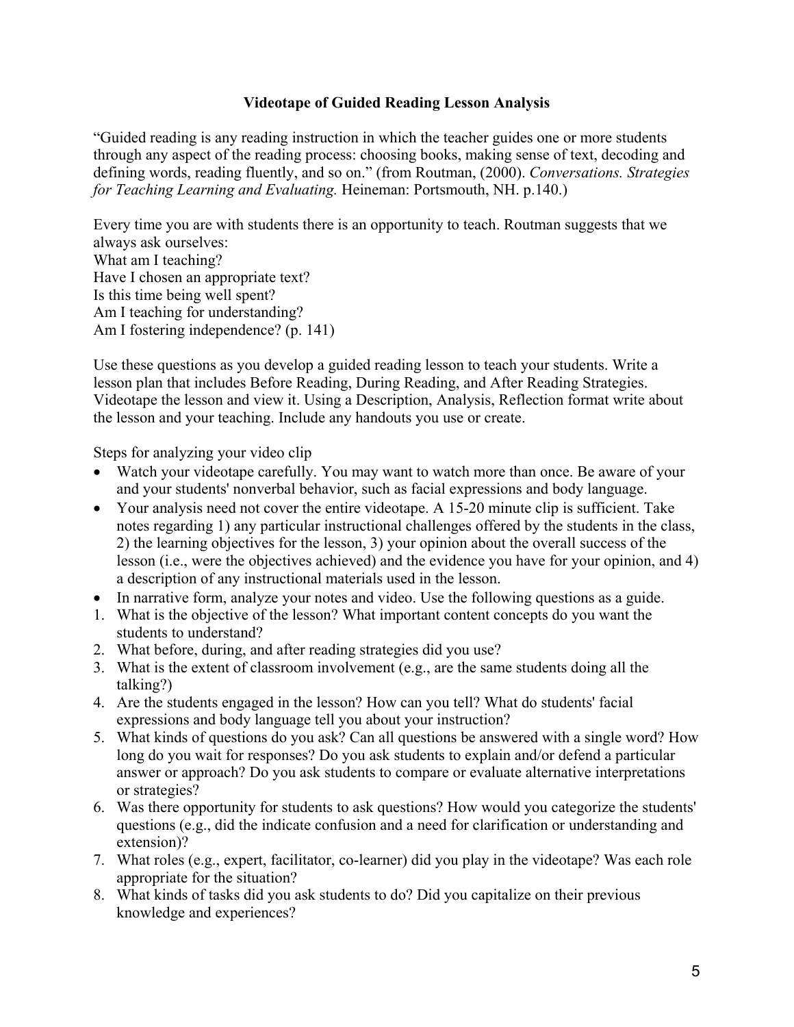## Videotape of Guided Reading Lesson Analysis

"Guided reading is any reading instruction in which the teacher guides one or more students through any aspect of the reading process: choosing books, making sense of text, decoding and defining words, reading fluently, and so on." (from Routman, (2000). *Conversations. Strategies for Teaching Learning and Evaluating.* Heineman: Portsmouth, NH. p.140.)

Every time you are with students there is an opportunity to teach. Routman suggests that we always ask ourselves:
What am I teaching?
Have I chosen an appropriate text?
Is this time being well spent?
Am I teaching for understanding?
Am I fostering independence? (p. 141)

Use these questions as you develop a guided reading lesson to teach your students. Write a lesson plan that includes Before Reading, During Reading, and After Reading Strategies. Videotape the lesson and view it. Using a Description, Analysis, Reflection format write about the lesson and your teaching. Include any handouts you use or create.

Steps for analyzing your video clip

- Watch your videotape carefully. You may want to watch more than once. Be aware of your and your students' nonverbal behavior, such as facial expressions and body language.
- Your analysis need not cover the entire videotape. A 15-20 minute clip is sufficient. Take notes regarding 1) any particular instructional challenges offered by the students in the class, 2) the learning objectives for the lesson, 3) your opinion about the overall success of the lesson (i.e., were the objectives achieved) and the evidence you have for your opinion, and 4) a description of any instructional materials used in the lesson.
- In narrative form, analyze your notes and video. Use the following questions as a guide.

1. What is the objective of the lesson? What important content concepts do you want the students to understand?
2. What before, during, and after reading strategies did you use?
3. What is the extent of classroom involvement (e.g., are the same students doing all the talking?)
4. Are the students engaged in the lesson? How can you tell? What do students' facial expressions and body language tell you about your instruction?
5. What kinds of questions do you ask? Can all questions be answered with a single word? How long do you wait for responses? Do you ask students to explain and/or defend a particular answer or approach? Do you ask students to compare or evaluate alternative interpretations or strategies?
6. Was there opportunity for students to ask questions? How would you categorize the students' questions (e.g., did the indicate confusion and a need for clarification or understanding and extension)?
7. What roles (e.g., expert, facilitator, co-learner) did you play in the videotape? Was each role appropriate for the situation?
8. What kinds of tasks did you ask students to do? Did you capitalize on their previous knowledge and experiences?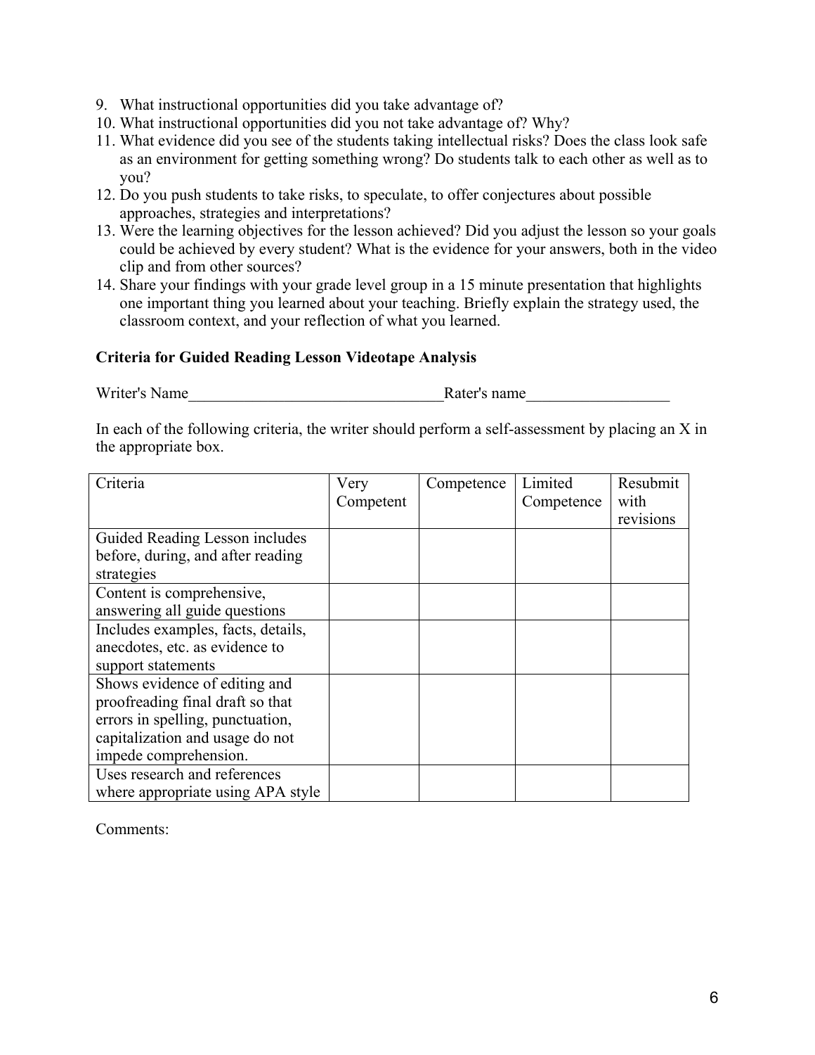9. What instructional opportunities did you take advantage of?
10. What instructional opportunities did you not take advantage of? Why?
11. What evidence did you see of the students taking intellectual risks? Does the class look safe as an environment for getting something wrong? Do students talk to each other as well as to you?
12. Do you push students to take risks, to speculate, to offer conjectures about possible approaches, strategies and interpretations?
13. Were the learning objectives for the lesson achieved? Did you adjust the lesson so your goals could be achieved by every student? What is the evidence for your answers, both in the video clip and from other sources?
14. Share your findings with your grade level group in a 15 minute presentation that highlights one important thing you learned about your teaching. Briefly explain the strategy used, the classroom context, and your reflection of what you learned.

**Criteria for Guided Reading Lesson Videotape Analysis**

Writer's Name________________________________Rater's name__________________

In each of the following criteria, the writer should perform a self-assessment by placing an X in the appropriate box.

| Criteria | Very Competent | Competence | Limited Competence | Resubmit with revisions |
|---|---|---|---|---|
| Guided Reading Lesson includes before, during, and after reading strategies | | | | |
| Content is comprehensive, answering all guide questions | | | | |
| Includes examples, facts, details, anecdotes, etc. as evidence to support statements | | | | |
| Shows evidence of editing and proofreading final draft so that errors in spelling, punctuation, capitalization and usage do not impede comprehension. | | | | |
| Uses research and references where appropriate using APA style | | | | |

Comments: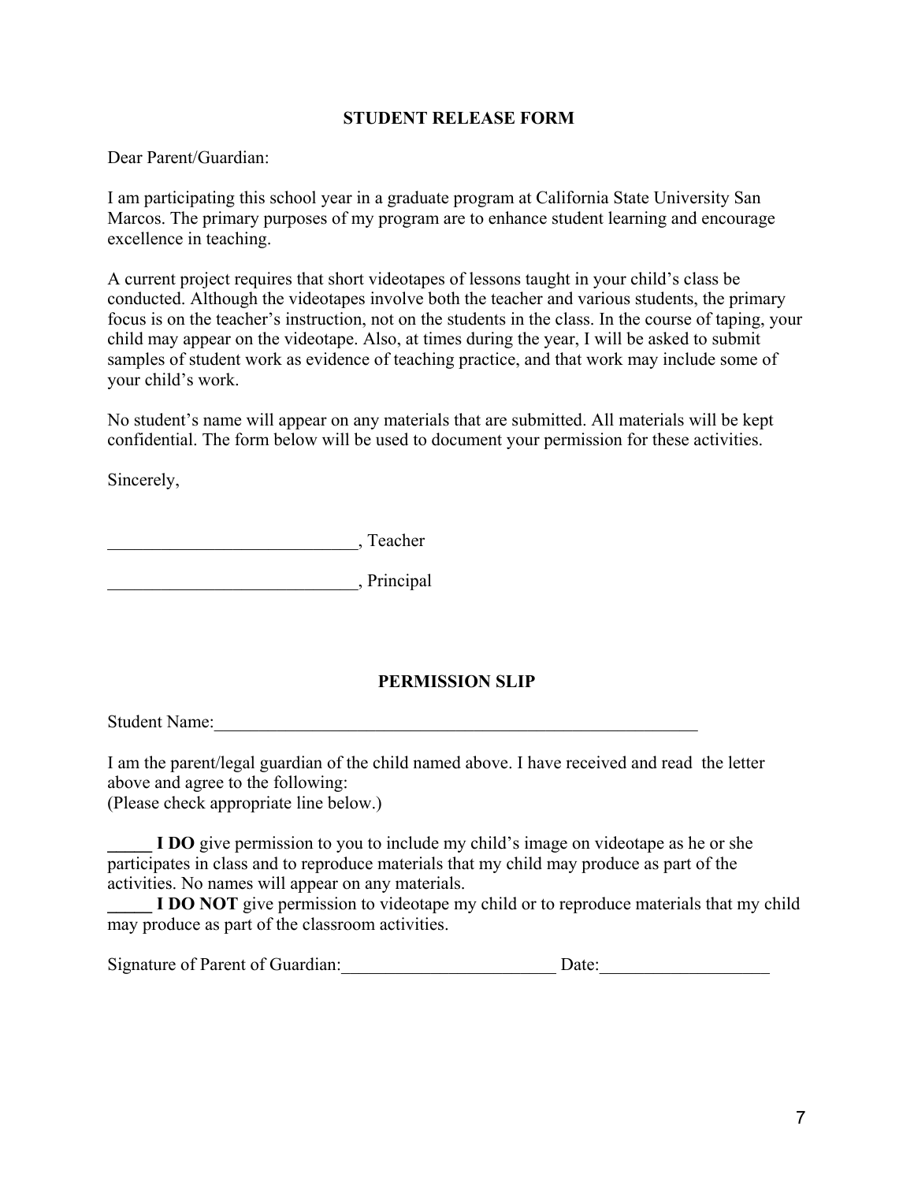## STUDENT RELEASE FORM

Dear Parent/Guardian:

I am participating this school year in a graduate program at California State University San Marcos. The primary purposes of my program are to enhance student learning and encourage excellence in teaching.

A current project requires that short videotapes of lessons taught in your child's class be conducted. Although the videotapes involve both the teacher and various students, the primary focus is on the teacher's instruction, not on the students in the class. In the course of taping, your child may appear on the videotape. Also, at times during the year, I will be asked to submit samples of student work as evidence of teaching practice, and that work may include some of your child's work.

No student's name will appear on any materials that are submitted. All materials will be kept confidential. The form below will be used to document your permission for these activities.

Sincerely,

____________________________, Teacher

____________________________, Principal

## PERMISSION SLIP

Student Name:__________________________________________________________

I am the parent/legal guardian of the child named above. I have received and read the letter above and agree to the following:
(Please check appropriate line below.)

**_____ I DO** give permission to you to include my child's image on videotape as he or she participates in class and to reproduce materials that my child may produce as part of the activities. No names will appear on any materials.

**_____ I DO NOT** give permission to videotape my child or to reproduce materials that my child may produce as part of the classroom activities.

Signature of Parent of Guardian:________________________ Date:___________________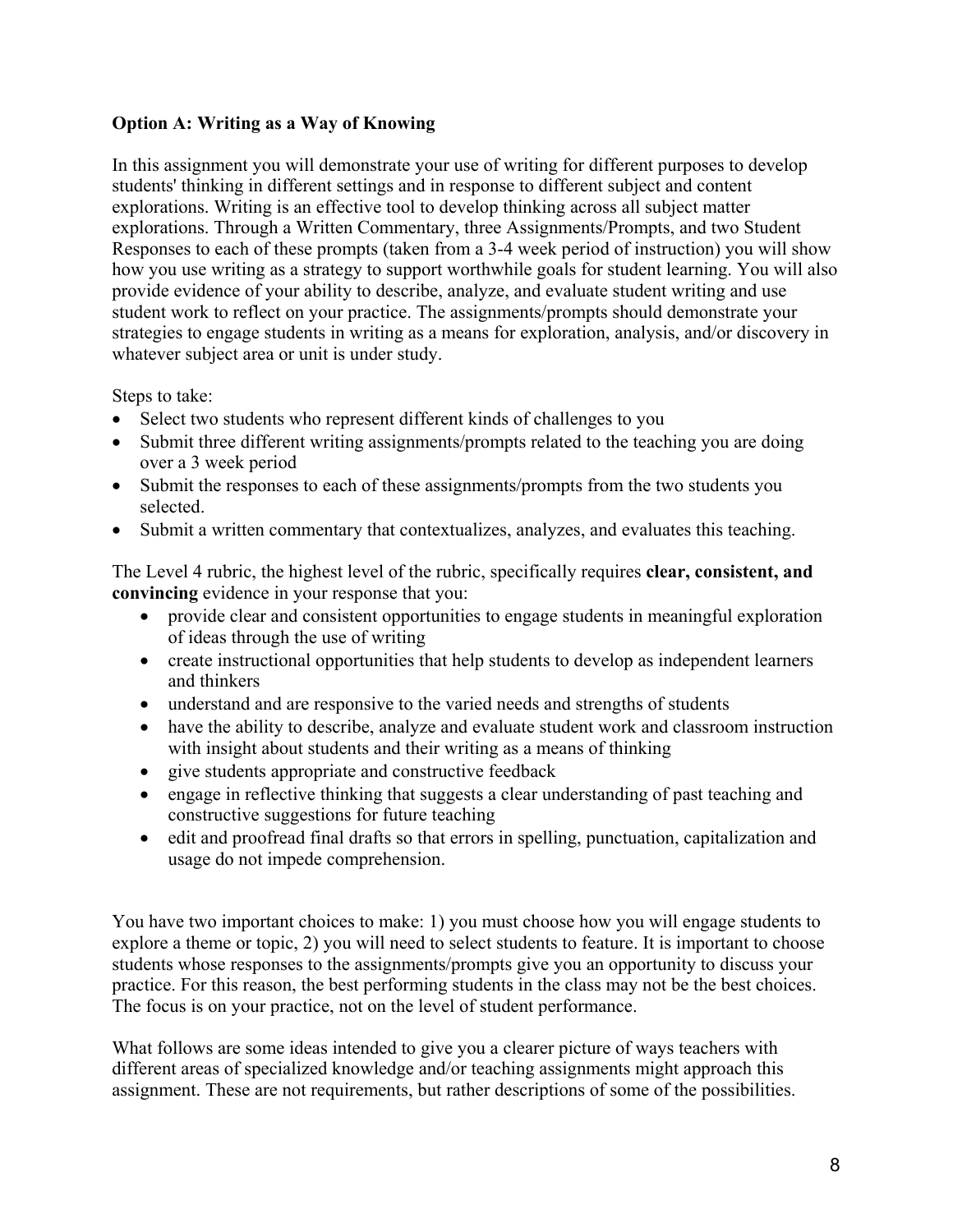**Option A: Writing as a Way of Knowing**

In this assignment you will demonstrate your use of writing for different purposes to develop students' thinking in different settings and in response to different subject and content explorations. Writing is an effective tool to develop thinking across all subject matter explorations. Through a Written Commentary, three Assignments/Prompts, and two Student Responses to each of these prompts (taken from a 3-4 week period of instruction) you will show how you use writing as a strategy to support worthwhile goals for student learning. You will also provide evidence of your ability to describe, analyze, and evaluate student writing and use student work to reflect on your practice. The assignments/prompts should demonstrate your strategies to engage students in writing as a means for exploration, analysis, and/or discovery in whatever subject area or unit is under study.

Steps to take:

- Select two students who represent different kinds of challenges to you
- Submit three different writing assignments/prompts related to the teaching you are doing over a 3 week period
- Submit the responses to each of these assignments/prompts from the two students you selected.
- Submit a written commentary that contextualizes, analyzes, and evaluates this teaching.

The Level 4 rubric, the highest level of the rubric, specifically requires **clear, consistent, and convincing** evidence in your response that you:

- provide clear and consistent opportunities to engage students in meaningful exploration of ideas through the use of writing
- create instructional opportunities that help students to develop as independent learners and thinkers
- understand and are responsive to the varied needs and strengths of students
- have the ability to describe, analyze and evaluate student work and classroom instruction with insight about students and their writing as a means of thinking
- give students appropriate and constructive feedback
- engage in reflective thinking that suggests a clear understanding of past teaching and constructive suggestions for future teaching
- edit and proofread final drafts so that errors in spelling, punctuation, capitalization and usage do not impede comprehension.

You have two important choices to make: 1) you must choose how you will engage students to explore a theme or topic, 2) you will need to select students to feature. It is important to choose students whose responses to the assignments/prompts give you an opportunity to discuss your practice. For this reason, the best performing students in the class may not be the best choices. The focus is on your practice, not on the level of student performance.

What follows are some ideas intended to give you a clearer picture of ways teachers with different areas of specialized knowledge and/or teaching assignments might approach this assignment. These are not requirements, but rather descriptions of some of the possibilities.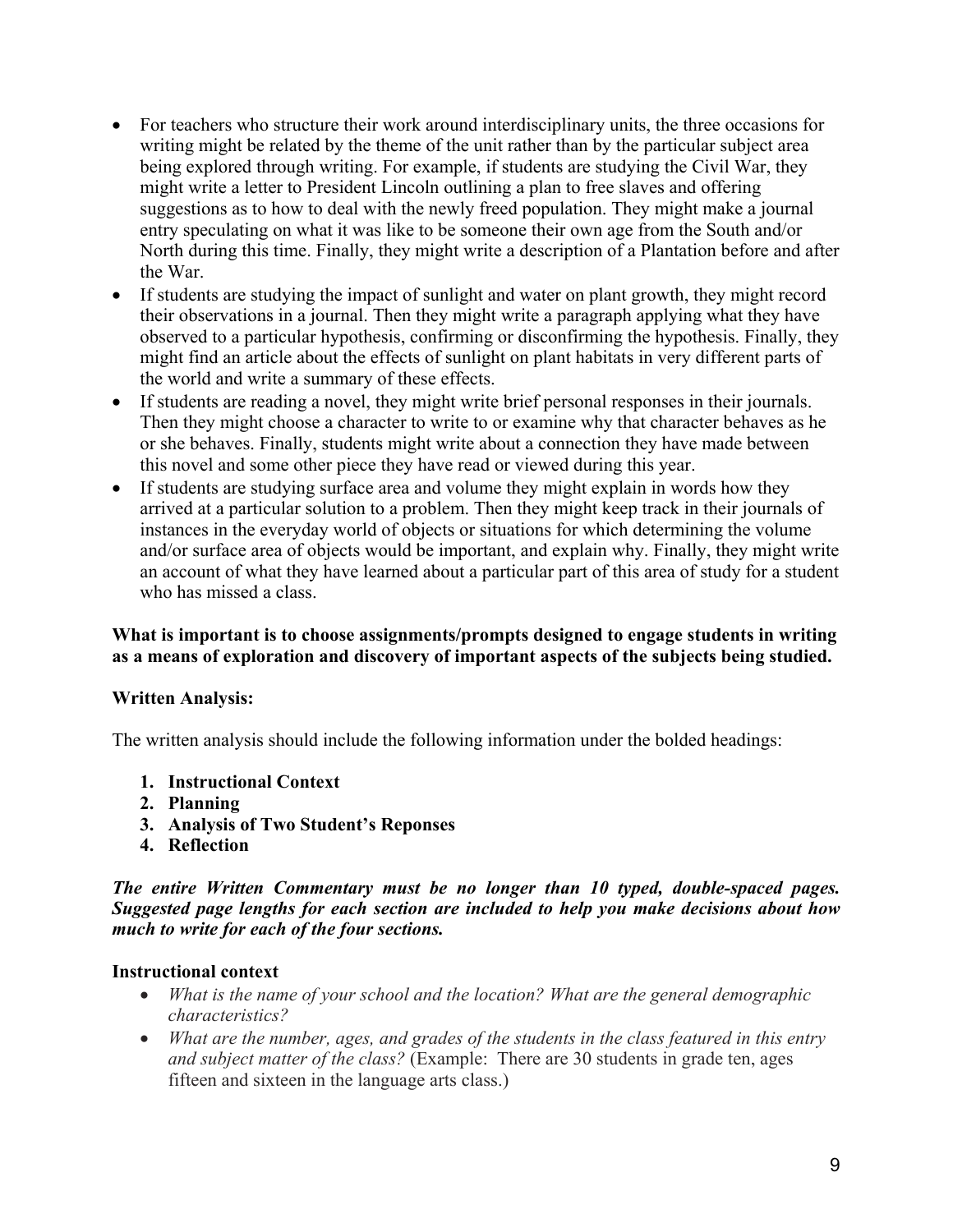- For teachers who structure their work around interdisciplinary units, the three occasions for writing might be related by the theme of the unit rather than by the particular subject area being explored through writing. For example, if students are studying the Civil War, they might write a letter to President Lincoln outlining a plan to free slaves and offering suggestions as to how to deal with the newly freed population. They might make a journal entry speculating on what it was like to be someone their own age from the South and/or North during this time. Finally, they might write a description of a Plantation before and after the War.
- If students are studying the impact of sunlight and water on plant growth, they might record their observations in a journal. Then they might write a paragraph applying what they have observed to a particular hypothesis, confirming or disconfirming the hypothesis. Finally, they might find an article about the effects of sunlight on plant habitats in very different parts of the world and write a summary of these effects.
- If students are reading a novel, they might write brief personal responses in their journals. Then they might choose a character to write to or examine why that character behaves as he or she behaves. Finally, students might write about a connection they have made between this novel and some other piece they have read or viewed during this year.
- If students are studying surface area and volume they might explain in words how they arrived at a particular solution to a problem. Then they might keep track in their journals of instances in the everyday world of objects or situations for which determining the volume and/or surface area of objects would be important, and explain why. Finally, they might write an account of what they have learned about a particular part of this area of study for a student who has missed a class.

**What is important is to choose assignments/prompts designed to engage students in writing as a means of exploration and discovery of important aspects of the subjects being studied.**

**Written Analysis:**

The written analysis should include the following information under the bolded headings:

1. **Instructional Context**
2. **Planning**
3. **Analysis of Two Student's Reponses**
4. **Reflection**

***The entire Written Commentary must be no longer than 10 typed, double-spaced pages. Suggested page lengths for each section are included to help you make decisions about how much to write for each of the four sections.***

**Instructional context**

- *What is the name of your school and the location? What are the general demographic characteristics?*
- *What are the number, ages, and grades of the students in the class featured in this entry and subject matter of the class?* (Example: There are 30 students in grade ten, ages fifteen and sixteen in the language arts class.)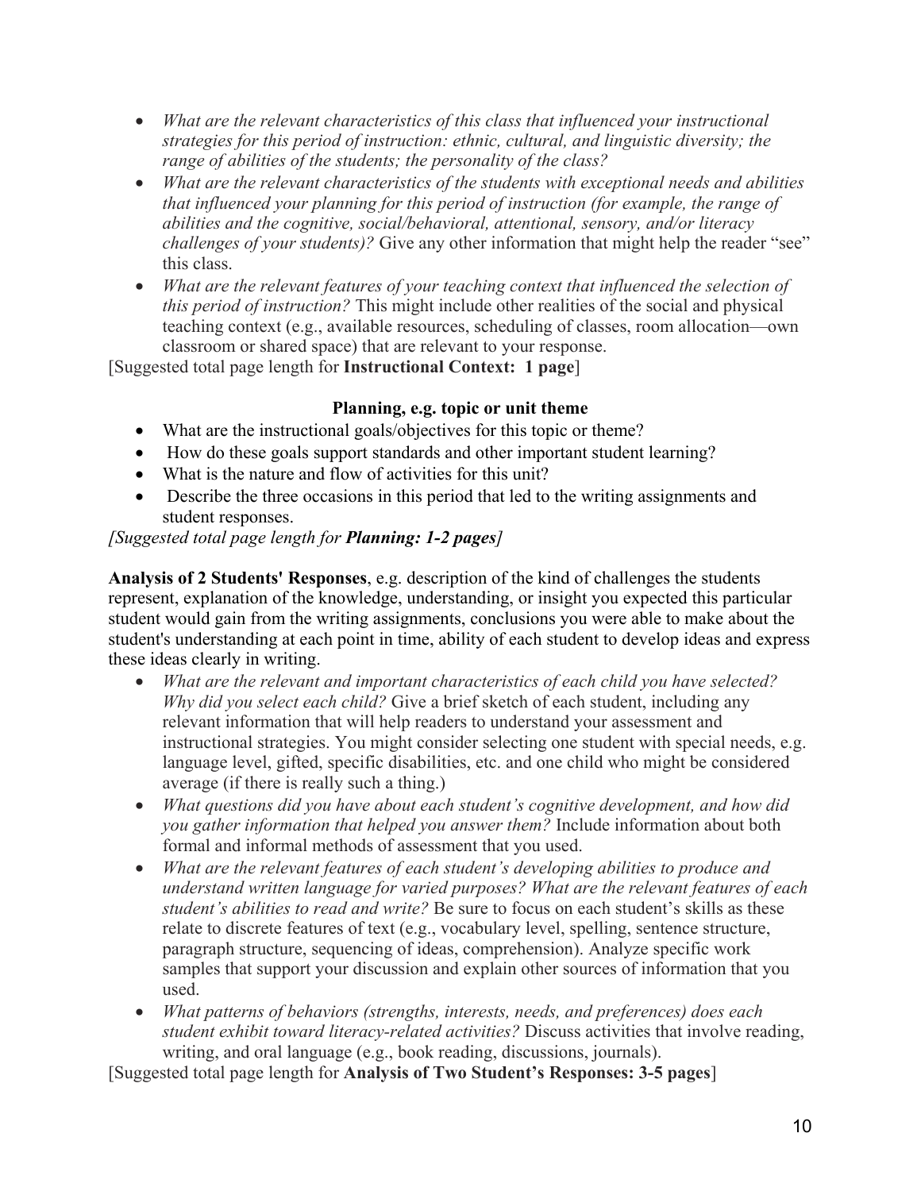- *What are the relevant characteristics of this class that influenced your instructional strategies for this period of instruction: ethnic, cultural, and linguistic diversity; the range of abilities of the students; the personality of the class?*
- *What are the relevant characteristics of the students with exceptional needs and abilities that influenced your planning for this period of instruction (for example, the range of abilities and the cognitive, social/behavioral, attentional, sensory, and/or literacy challenges of your students)?* Give any other information that might help the reader "see" this class.
- *What are the relevant features of your teaching context that influenced the selection of this period of instruction?* This might include other realities of the social and physical teaching context (e.g., available resources, scheduling of classes, room allocation—own classroom or shared space) that are relevant to your response.

[Suggested total page length for **Instructional Context: 1 page**]

**Planning, e.g. topic or unit theme**

- What are the instructional goals/objectives for this topic or theme?
- How do these goals support standards and other important student learning?
- What is the nature and flow of activities for this unit?
- Describe the three occasions in this period that led to the writing assignments and student responses.

*[Suggested total page length for **Planning: 1-2 pages**]*

**Analysis of 2 Students' Responses**, e.g. description of the kind of challenges the students represent, explanation of the knowledge, understanding, or insight you expected this particular student would gain from the writing assignments, conclusions you were able to make about the student's understanding at each point in time, ability of each student to develop ideas and express these ideas clearly in writing.

- *What are the relevant and important characteristics of each child you have selected? Why did you select each child?* Give a brief sketch of each student, including any relevant information that will help readers to understand your assessment and instructional strategies. You might consider selecting one student with special needs, e.g. language level, gifted, specific disabilities, etc. and one child who might be considered average (if there is really such a thing.)
- *What questions did you have about each student's cognitive development, and how did you gather information that helped you answer them?* Include information about both formal and informal methods of assessment that you used.
- *What are the relevant features of each student's developing abilities to produce and understand written language for varied purposes? What are the relevant features of each student's abilities to read and write?* Be sure to focus on each student's skills as these relate to discrete features of text (e.g., vocabulary level, spelling, sentence structure, paragraph structure, sequencing of ideas, comprehension). Analyze specific work samples that support your discussion and explain other sources of information that you used.
- *What patterns of behaviors (strengths, interests, needs, and preferences) does each student exhibit toward literacy-related activities?* Discuss activities that involve reading, writing, and oral language (e.g., book reading, discussions, journals).

[Suggested total page length for **Analysis of Two Student's Responses: 3-5 pages**]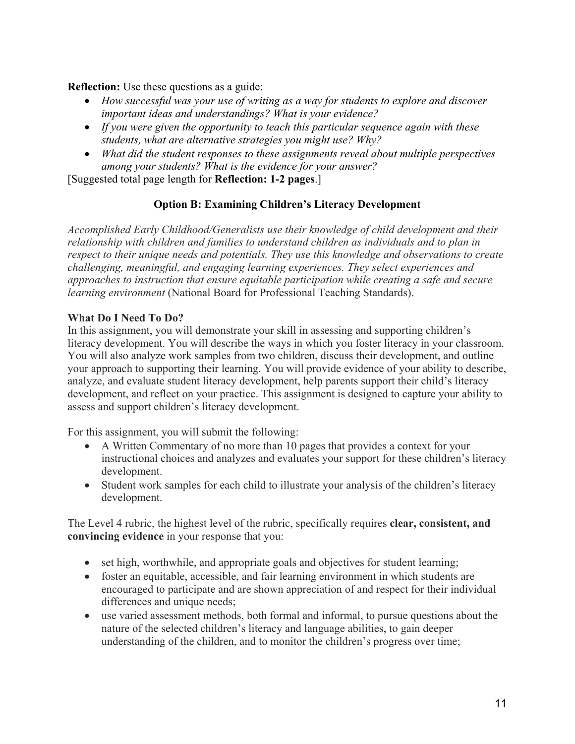**Reflection:** Use these questions as a guide:

- *How successful was your use of writing as a way for students to explore and discover important ideas and understandings? What is your evidence?*
- *If you were given the opportunity to teach this particular sequence again with these students, what are alternative strategies you might use? Why?*
- *What did the student responses to these assignments reveal about multiple perspectives among your students? What is the evidence for your answer?*

[Suggested total page length for **Reflection: 1-2 pages**.]

### Option B: Examining Children's Literacy Development

*Accomplished Early Childhood/Generalists use their knowledge of child development and their relationship with children and families to understand children as individuals and to plan in respect to their unique needs and potentials. They use this knowledge and observations to create challenging, meaningful, and engaging learning experiences. They select experiences and approaches to instruction that ensure equitable participation while creating a safe and secure learning environment* (National Board for Professional Teaching Standards).

**What Do I Need To Do?**

In this assignment, you will demonstrate your skill in assessing and supporting children's literacy development. You will describe the ways in which you foster literacy in your classroom. You will also analyze work samples from two children, discuss their development, and outline your approach to supporting their learning. You will provide evidence of your ability to describe, analyze, and evaluate student literacy development, help parents support their child's literacy development, and reflect on your practice. This assignment is designed to capture your ability to assess and support children's literacy development.

For this assignment, you will submit the following:

- A Written Commentary of no more than 10 pages that provides a context for your instructional choices and analyzes and evaluates your support for these children's literacy development.
- Student work samples for each child to illustrate your analysis of the children's literacy development.

The Level 4 rubric, the highest level of the rubric, specifically requires **clear, consistent, and convincing evidence** in your response that you:

- set high, worthwhile, and appropriate goals and objectives for student learning;
- foster an equitable, accessible, and fair learning environment in which students are encouraged to participate and are shown appreciation of and respect for their individual differences and unique needs;
- use varied assessment methods, both formal and informal, to pursue questions about the nature of the selected children's literacy and language abilities, to gain deeper understanding of the children, and to monitor the children's progress over time;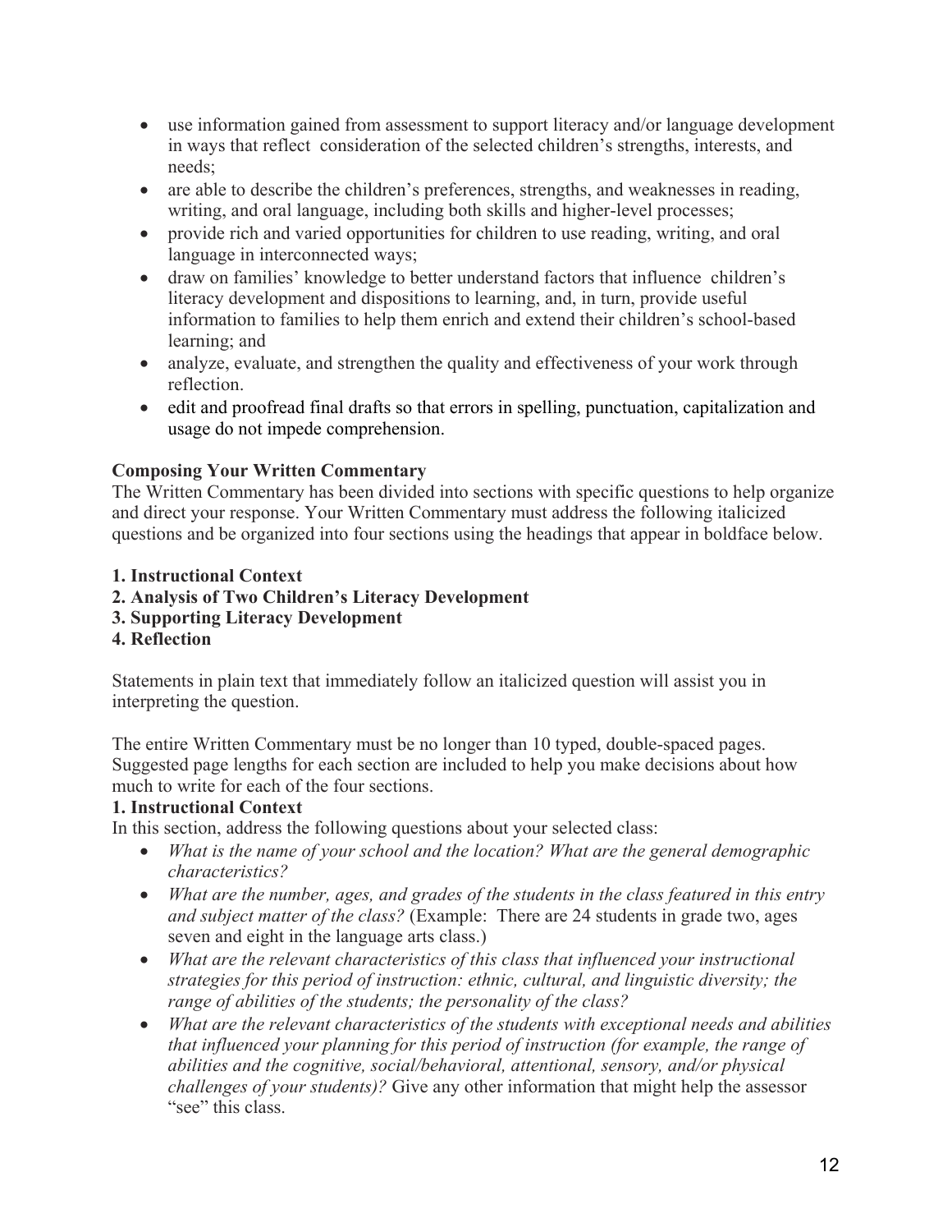- use information gained from assessment to support literacy and/or language development in ways that reflect consideration of the selected children's strengths, interests, and needs;
- are able to describe the children's preferences, strengths, and weaknesses in reading, writing, and oral language, including both skills and higher-level processes;
- provide rich and varied opportunities for children to use reading, writing, and oral language in interconnected ways;
- draw on families' knowledge to better understand factors that influence children's literacy development and dispositions to learning, and, in turn, provide useful information to families to help them enrich and extend their children's school-based learning; and
- analyze, evaluate, and strengthen the quality and effectiveness of your work through reflection.
- edit and proofread final drafts so that errors in spelling, punctuation, capitalization and usage do not impede comprehension.

**Composing Your Written Commentary**

The Written Commentary has been divided into sections with specific questions to help organize and direct your response. Your Written Commentary must address the following italicized questions and be organized into four sections using the headings that appear in boldface below.

**1. Instructional Context**
**2. Analysis of Two Children's Literacy Development**
**3. Supporting Literacy Development**
**4. Reflection**

Statements in plain text that immediately follow an italicized question will assist you in interpreting the question.

The entire Written Commentary must be no longer than 10 typed, double-spaced pages. Suggested page lengths for each section are included to help you make decisions about how much to write for each of the four sections.

**1. Instructional Context**

In this section, address the following questions about your selected class:

- *What is the name of your school and the location? What are the general demographic characteristics?*
- *What are the number, ages, and grades of the students in the class featured in this entry and subject matter of the class?* (Example: There are 24 students in grade two, ages seven and eight in the language arts class.)
- *What are the relevant characteristics of this class that influenced your instructional strategies for this period of instruction: ethnic, cultural, and linguistic diversity; the range of abilities of the students; the personality of the class?*
- *What are the relevant characteristics of the students with exceptional needs and abilities that influenced your planning for this period of instruction (for example, the range of abilities and the cognitive, social/behavioral, attentional, sensory, and/or physical challenges of your students)?* Give any other information that might help the assessor "see" this class.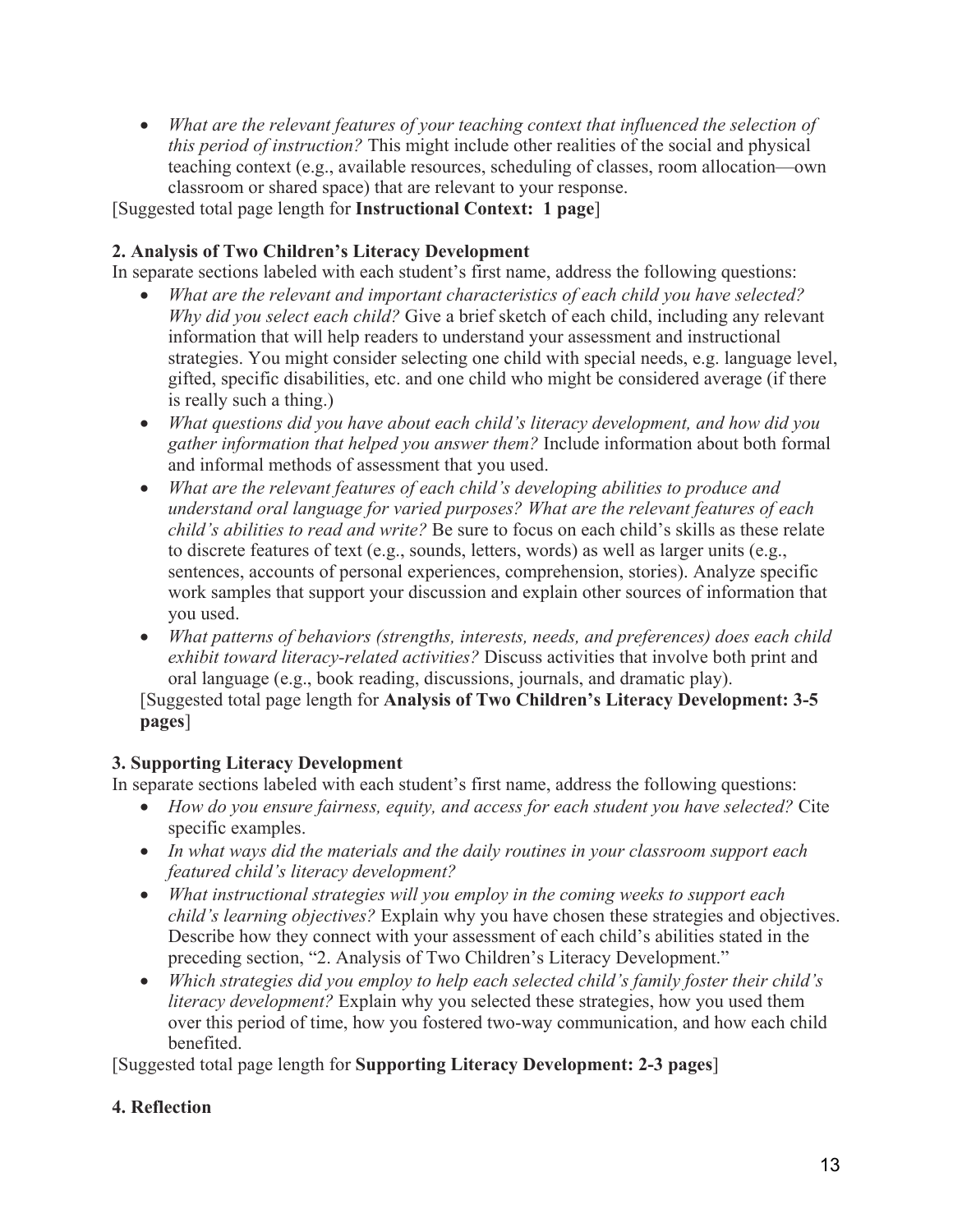- *What are the relevant features of your teaching context that influenced the selection of this period of instruction?* This might include other realities of the social and physical teaching context (e.g., available resources, scheduling of classes, room allocation—own classroom or shared space) that are relevant to your response.

[Suggested total page length for **Instructional Context: 1 page**]

**2. Analysis of Two Children's Literacy Development**

In separate sections labeled with each student's first name, address the following questions:

- *What are the relevant and important characteristics of each child you have selected? Why did you select each child?* Give a brief sketch of each child, including any relevant information that will help readers to understand your assessment and instructional strategies. You might consider selecting one child with special needs, e.g. language level, gifted, specific disabilities, etc. and one child who might be considered average (if there is really such a thing.)
- *What questions did you have about each child's literacy development, and how did you gather information that helped you answer them?* Include information about both formal and informal methods of assessment that you used.
- *What are the relevant features of each child's developing abilities to produce and understand oral language for varied purposes? What are the relevant features of each child's abilities to read and write?* Be sure to focus on each child's skills as these relate to discrete features of text (e.g., sounds, letters, words) as well as larger units (e.g., sentences, accounts of personal experiences, comprehension, stories). Analyze specific work samples that support your discussion and explain other sources of information that you used.
- *What patterns of behaviors (strengths, interests, needs, and preferences) does each child exhibit toward literacy-related activities?* Discuss activities that involve both print and oral language (e.g., book reading, discussions, journals, and dramatic play).

[Suggested total page length for **Analysis of Two Children's Literacy Development: 3-5 pages**]

**3. Supporting Literacy Development**

In separate sections labeled with each student's first name, address the following questions:

- *How do you ensure fairness, equity, and access for each student you have selected?* Cite specific examples.
- *In what ways did the materials and the daily routines in your classroom support each featured child's literacy development?*
- *What instructional strategies will you employ in the coming weeks to support each child's learning objectives?* Explain why you have chosen these strategies and objectives. Describe how they connect with your assessment of each child's abilities stated in the preceding section, "2. Analysis of Two Children's Literacy Development."
- *Which strategies did you employ to help each selected child's family foster their child's literacy development?* Explain why you selected these strategies, how you used them over this period of time, how you fostered two-way communication, and how each child benefited.

[Suggested total page length for **Supporting Literacy Development: 2-3 pages**]

**4. Reflection**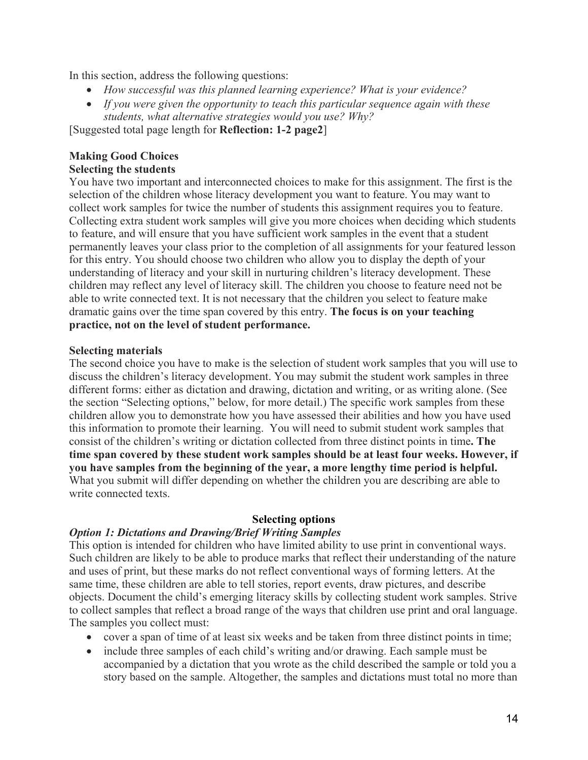In this section, address the following questions:

- *How successful was this planned learning experience? What is your evidence?*
- *If you were given the opportunity to teach this particular sequence again with these students, what alternative strategies would you use? Why?*

[Suggested total page length for **Reflection: 1-2 page2**]

**Making Good Choices**

**Selecting the students**

You have two important and interconnected choices to make for this assignment. The first is the selection of the children whose literacy development you want to feature. You may want to collect work samples for twice the number of students this assignment requires you to feature. Collecting extra student work samples will give you more choices when deciding which students to feature, and will ensure that you have sufficient work samples in the event that a student permanently leaves your class prior to the completion of all assignments for your featured lesson for this entry. You should choose two children who allow you to display the depth of your understanding of literacy and your skill in nurturing children's literacy development. These children may reflect any level of literacy skill. The children you choose to feature need not be able to write connected text. It is not necessary that the children you select to feature make dramatic gains over the time span covered by this entry. **The focus is on your teaching practice, not on the level of student performance.**

**Selecting materials**

The second choice you have to make is the selection of student work samples that you will use to discuss the children's literacy development. You may submit the student work samples in three different forms: either as dictation and drawing, dictation and writing, or as writing alone. (See the section "Selecting options," below, for more detail.) The specific work samples from these children allow you to demonstrate how you have assessed their abilities and how you have used this information to promote their learning. You will need to submit student work samples that consist of the children's writing or dictation collected from three distinct points in time**. The time span covered by these student work samples should be at least four weeks. However, if you have samples from the beginning of the year, a more lengthy time period is helpful.** What you submit will differ depending on whether the children you are describing are able to write connected texts.

**Selecting options**

***Option 1: Dictations and Drawing/Brief Writing Samples***

This option is intended for children who have limited ability to use print in conventional ways. Such children are likely to be able to produce marks that reflect their understanding of the nature and uses of print, but these marks do not reflect conventional ways of forming letters. At the same time, these children are able to tell stories, report events, draw pictures, and describe objects. Document the child's emerging literacy skills by collecting student work samples. Strive to collect samples that reflect a broad range of the ways that children use print and oral language. The samples you collect must:

- cover a span of time of at least six weeks and be taken from three distinct points in time;
- include three samples of each child's writing and/or drawing. Each sample must be accompanied by a dictation that you wrote as the child described the sample or told you a story based on the sample. Altogether, the samples and dictations must total no more than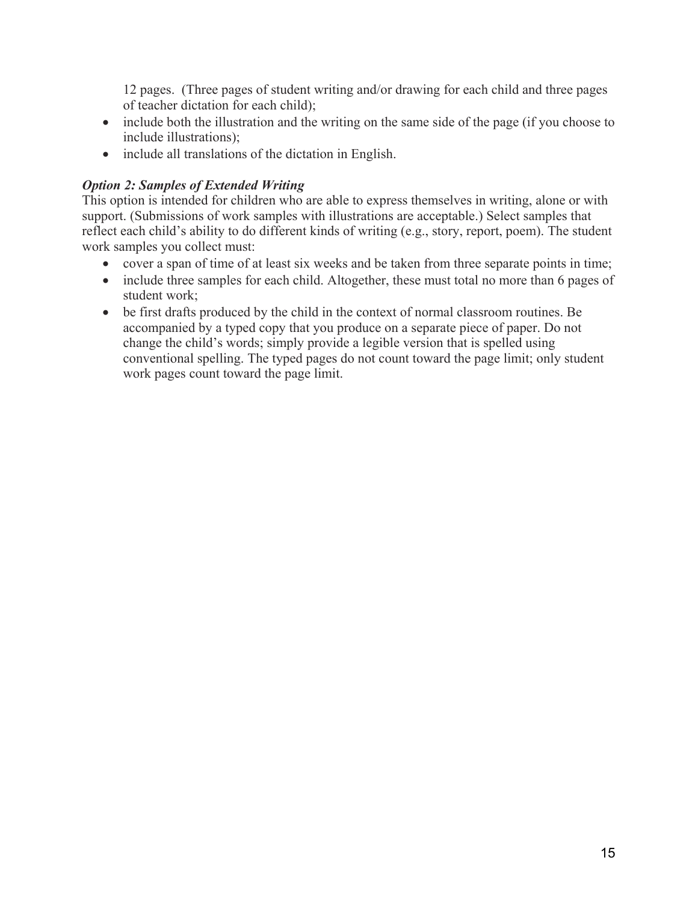12 pages. (Three pages of student writing and/or drawing for each child and three pages of teacher dictation for each child);

- include both the illustration and the writing on the same side of the page (if you choose to include illustrations);
- include all translations of the dictation in English.

***Option 2: Samples of Extended Writing***

This option is intended for children who are able to express themselves in writing, alone or with support. (Submissions of work samples with illustrations are acceptable.) Select samples that reflect each child's ability to do different kinds of writing (e.g., story, report, poem). The student work samples you collect must:

- cover a span of time of at least six weeks and be taken from three separate points in time;
- include three samples for each child. Altogether, these must total no more than 6 pages of student work;
- be first drafts produced by the child in the context of normal classroom routines. Be accompanied by a typed copy that you produce on a separate piece of paper. Do not change the child's words; simply provide a legible version that is spelled using conventional spelling. The typed pages do not count toward the page limit; only student work pages count toward the page limit.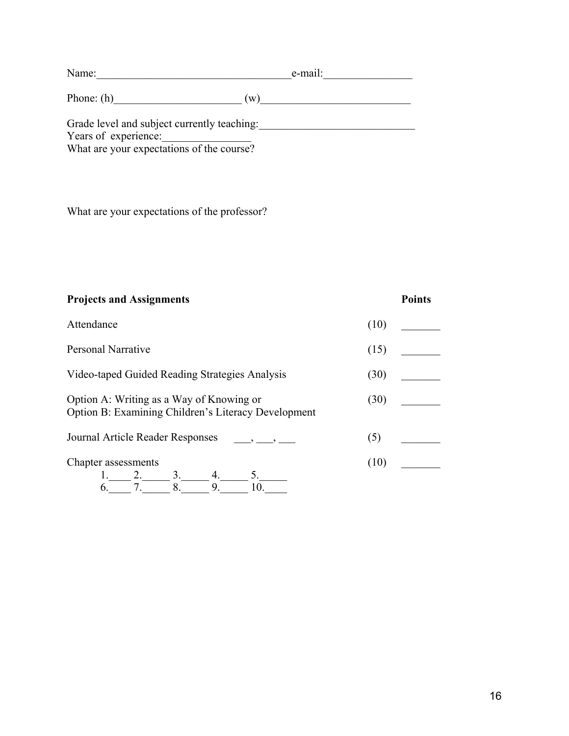Name:___________________________________e-mail:________________

Phone: (h)_______________________ (w)___________________________

Grade level and subject currently teaching:____________________________
Years of experience:________________
What are your expectations of the course?

What are your expectations of the professor?

| **Projects and Assignments** | | **Points** |
|---|---|---|
| Attendance | (10) | _______ |
| Personal Narrative | (15) | _______ |
| Video-taped Guided Reading Strategies Analysis | (30) | _______ |
| Option A: Writing as a Way of Knowing or<br>Option B: Examining Children's Literacy Development | (30) | _______ |
| Journal Article Reader Responses ___, ___, ___ | (5) | _______ |
| Chapter assessments<br>1.____ 2._____ 3._____ 4._____ 5._____<br>6.____ 7._____ 8._____ 9._____ 10.____ | (10) | _______ |